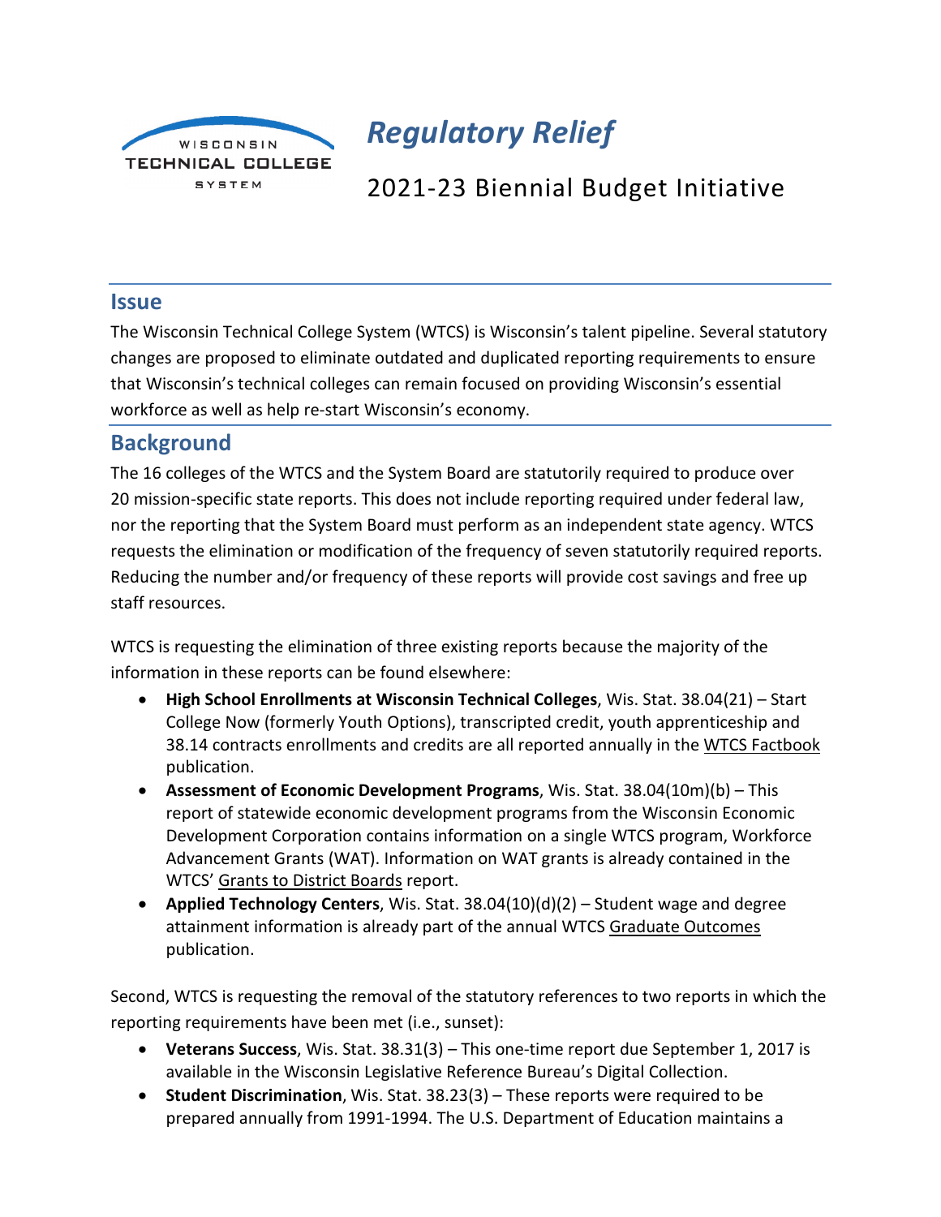WISCONSIN TECHNICAL COLLEGE SYSTEM

# *Regulatory Relief*

2021-23 Biennial Budget Initiative

## Issue

The Wisconsin Technical College System (WTCS) is Wisconsin's talent pipeline. Several statutory changes are proposed to eliminate outdated and duplicated reporting requirements to ensure that Wisconsin's technical colleges can remain focused on providing Wisconsin's essential workforce as well as help re-start Wisconsin's economy.

## Background

The 16 colleges of the WTCS and the System Board are statutorily required to produce over 20 mission-specific state reports. This does not include reporting required under federal law, nor the reporting that the System Board must perform as an independent state agency. WTCS requests the elimination or modification of the frequency of seven statutorily required reports. Reducing the number and/or frequency of these reports will provide cost savings and free up staff resources.

WTCS is requesting the elimination of three existing reports because the majority of the information in these reports can be found elsewhere:

- **High School Enrollments at Wisconsin Technical Colleges**, Wis. Stat. 38.04(21) – Start College Now (formerly Youth Options), transcripted credit, youth apprenticeship and 38.14 contracts enrollments and credits are all reported annually in the WTCS Factbook publication.
- **Assessment of Economic Development Programs**, Wis. Stat. 38.04(10m)(b) – This report of statewide economic development programs from the Wisconsin Economic Development Corporation contains information on a single WTCS program, Workforce Advancement Grants (WAT). Information on WAT grants is already contained in the WTCS' Grants to District Boards report.
- **Applied Technology Centers**, Wis. Stat. 38.04(10)(d)(2) – Student wage and degree attainment information is already part of the annual WTCS Graduate Outcomes publication.

Second, WTCS is requesting the removal of the statutory references to two reports in which the reporting requirements have been met (i.e., sunset):

- **Veterans Success**, Wis. Stat. 38.31(3) – This one-time report due September 1, 2017 is available in the Wisconsin Legislative Reference Bureau's Digital Collection.
- **Student Discrimination**, Wis. Stat. 38.23(3) – These reports were required to be prepared annually from 1991-1994. The U.S. Department of Education maintains a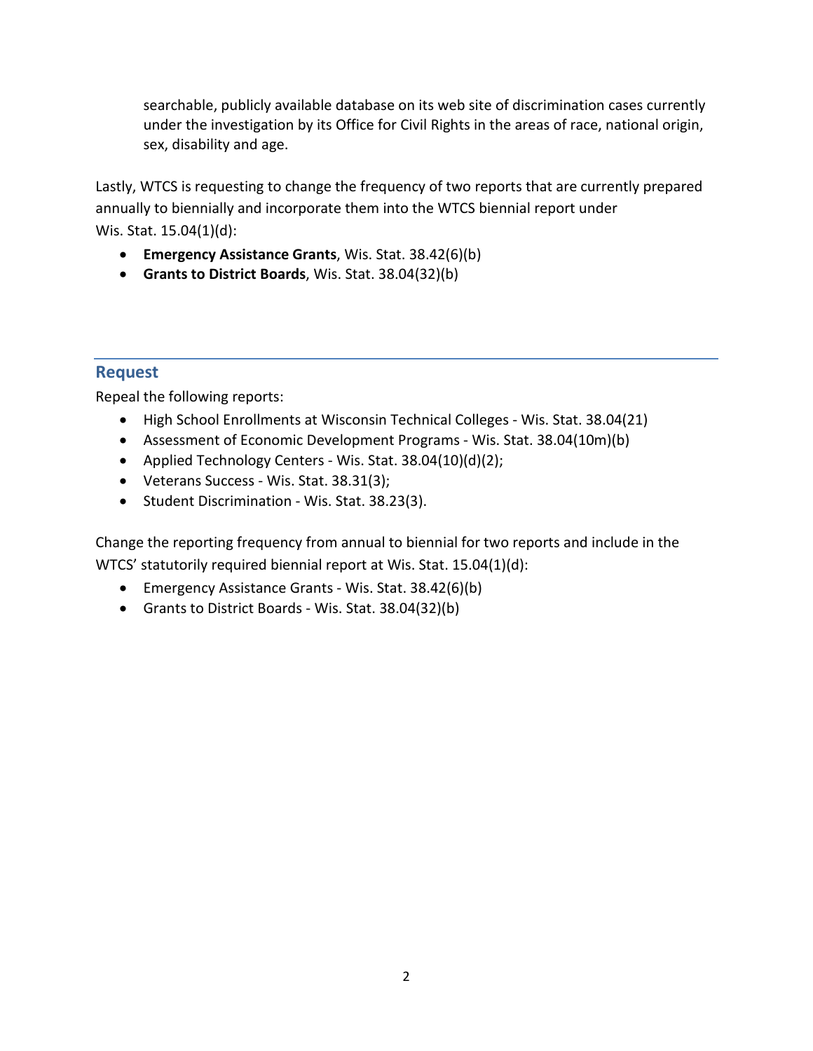searchable, publicly available database on its web site of discrimination cases currently under the investigation by its Office for Civil Rights in the areas of race, national origin, sex, disability and age.

Lastly, WTCS is requesting to change the frequency of two reports that are currently prepared annually to biennially and incorporate them into the WTCS biennial report under Wis. Stat. 15.04(1)(d):

- **Emergency Assistance Grants**, Wis. Stat. 38.42(6)(b)
- **Grants to District Boards**, Wis. Stat. 38.04(32)(b)

## Request

Repeal the following reports:

- High School Enrollments at Wisconsin Technical Colleges - Wis. Stat. 38.04(21)
- Assessment of Economic Development Programs - Wis. Stat. 38.04(10m)(b)
- Applied Technology Centers - Wis. Stat. 38.04(10)(d)(2);
- Veterans Success - Wis. Stat. 38.31(3);
- Student Discrimination - Wis. Stat. 38.23(3).

Change the reporting frequency from annual to biennial for two reports and include in the WTCS' statutorily required biennial report at Wis. Stat. 15.04(1)(d):

- Emergency Assistance Grants - Wis. Stat. 38.42(6)(b)
- Grants to District Boards - Wis. Stat. 38.04(32)(b)